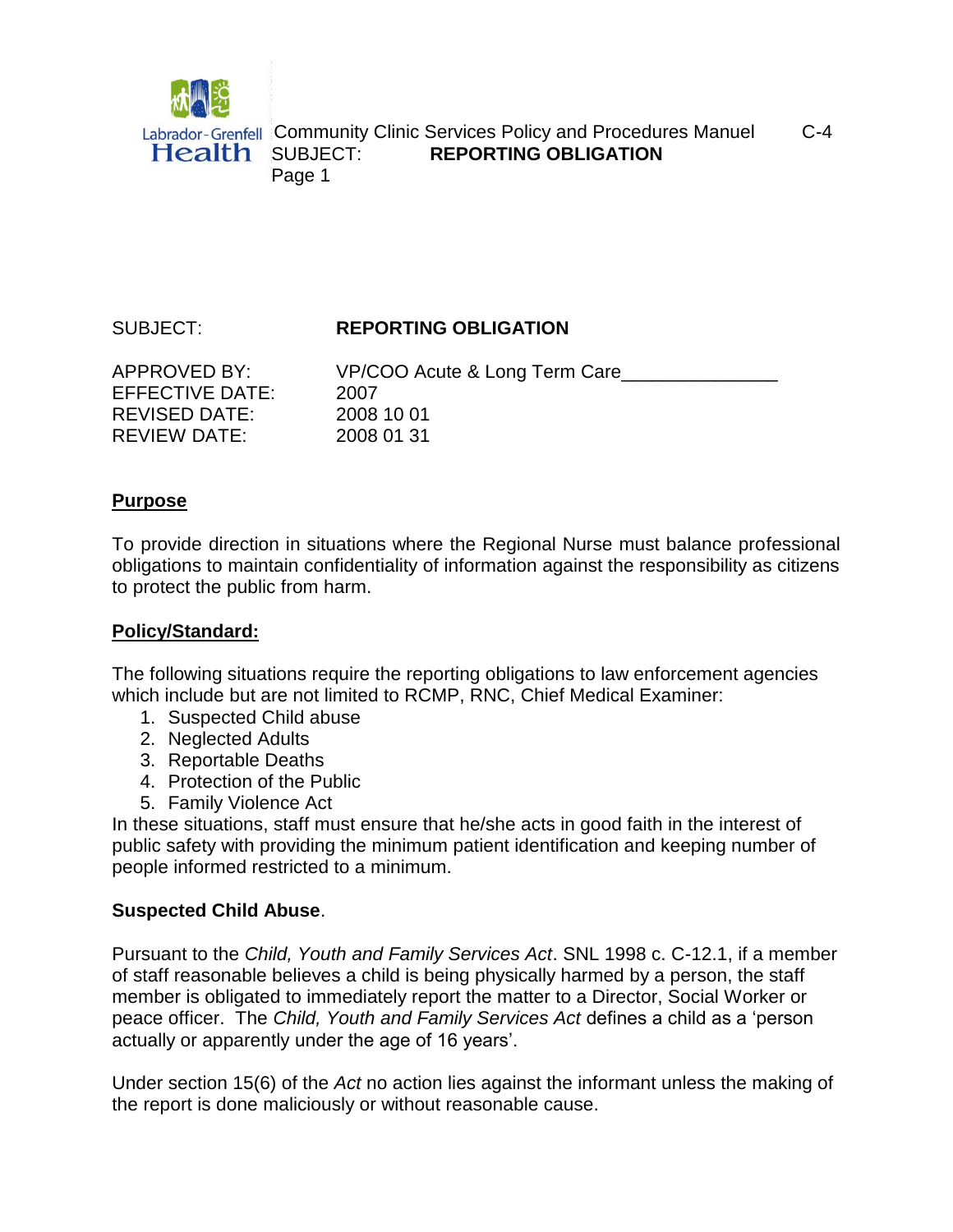SUBJECT: **REPORTING OBLIGATION**

| | |
|---|---|
| APPROVED BY: | VP/COO Acute & Long Term Care_______________ |
| EFFECTIVE DATE: | 2007 |
| REVISED DATE: | 2008 10 01 |
| REVIEW DATE: | 2008 01 31 |

## Purpose

To provide direction in situations where the Regional Nurse must balance professional obligations to maintain confidentiality of information against the responsibility as citizens to protect the public from harm.

## Policy/Standard:

The following situations require the reporting obligations to law enforcement agencies which include but are not limited to RCMP, RNC, Chief Medical Examiner:

1. Suspected Child abuse
2. Neglected Adults
3. Reportable Deaths
4. Protection of the Public
5. Family Violence Act

In these situations, staff must ensure that he/she acts in good faith in the interest of public safety with providing the minimum patient identification and keeping number of people informed restricted to a minimum.

**Suspected Child Abuse**.

Pursuant to the *Child, Youth and Family Services Act*. SNL 1998 c. C-12.1, if a member of staff reasonable believes a child is being physically harmed by a person, the staff member is obligated to immediately report the matter to a Director, Social Worker or peace officer. The *Child, Youth and Family Services Act* defines a child as a 'person actually or apparently under the age of 16 years'.

Under section 15(6) of the *Act* no action lies against the informant unless the making of the report is done maliciously or without reasonable cause.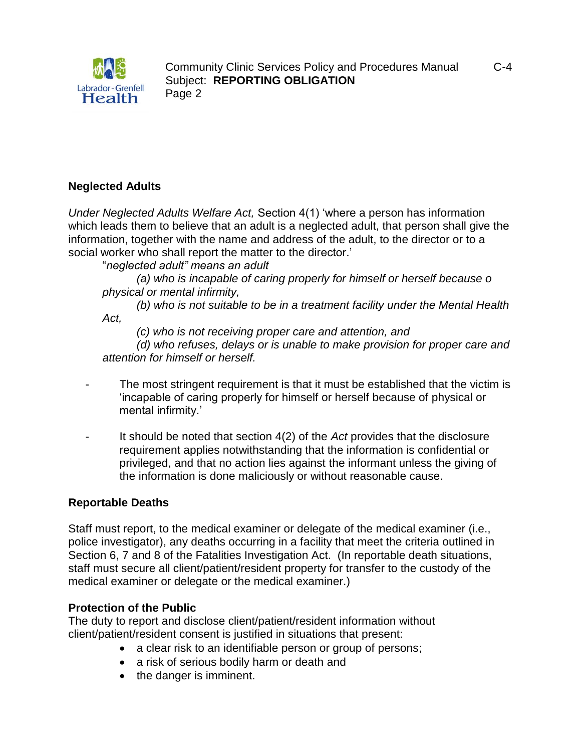## Neglected Adults

*Under Neglected Adults Welfare Act,* Section 4(1) 'where a person has information which leads them to believe that an adult is a neglected adult, that person shall give the information, together with the name and address of the adult, to the director or to a social worker who shall report the matter to the director.'

> "*neglected adult" means an adult*
>
> *(a) who is incapable of caring properly for himself or herself because o physical or mental infirmity,*
>
> *(b) who is not suitable to be in a treatment facility under the Mental Health Act,*
>
> *(c) who is not receiving proper care and attention, and*
>
> *(d) who refuses, delays or is unable to make provision for proper care and attention for himself or herself.*

- The most stringent requirement is that it must be established that the victim is 'incapable of caring properly for himself or herself because of physical or mental infirmity.'
- It should be noted that section 4(2) of the *Act* provides that the disclosure requirement applies notwithstanding that the information is confidential or privileged, and that no action lies against the informant unless the giving of the information is done maliciously or without reasonable cause.

## Reportable Deaths

Staff must report, to the medical examiner or delegate of the medical examiner (i.e., police investigator), any deaths occurring in a facility that meet the criteria outlined in Section 6, 7 and 8 of the Fatalities Investigation Act. (In reportable death situations, staff must secure all client/patient/resident property for transfer to the custody of the medical examiner or delegate or the medical examiner.)

## Protection of the Public

The duty to report and disclose client/patient/resident information without client/patient/resident consent is justified in situations that present:

- a clear risk to an identifiable person or group of persons;
- a risk of serious bodily harm or death and
- the danger is imminent.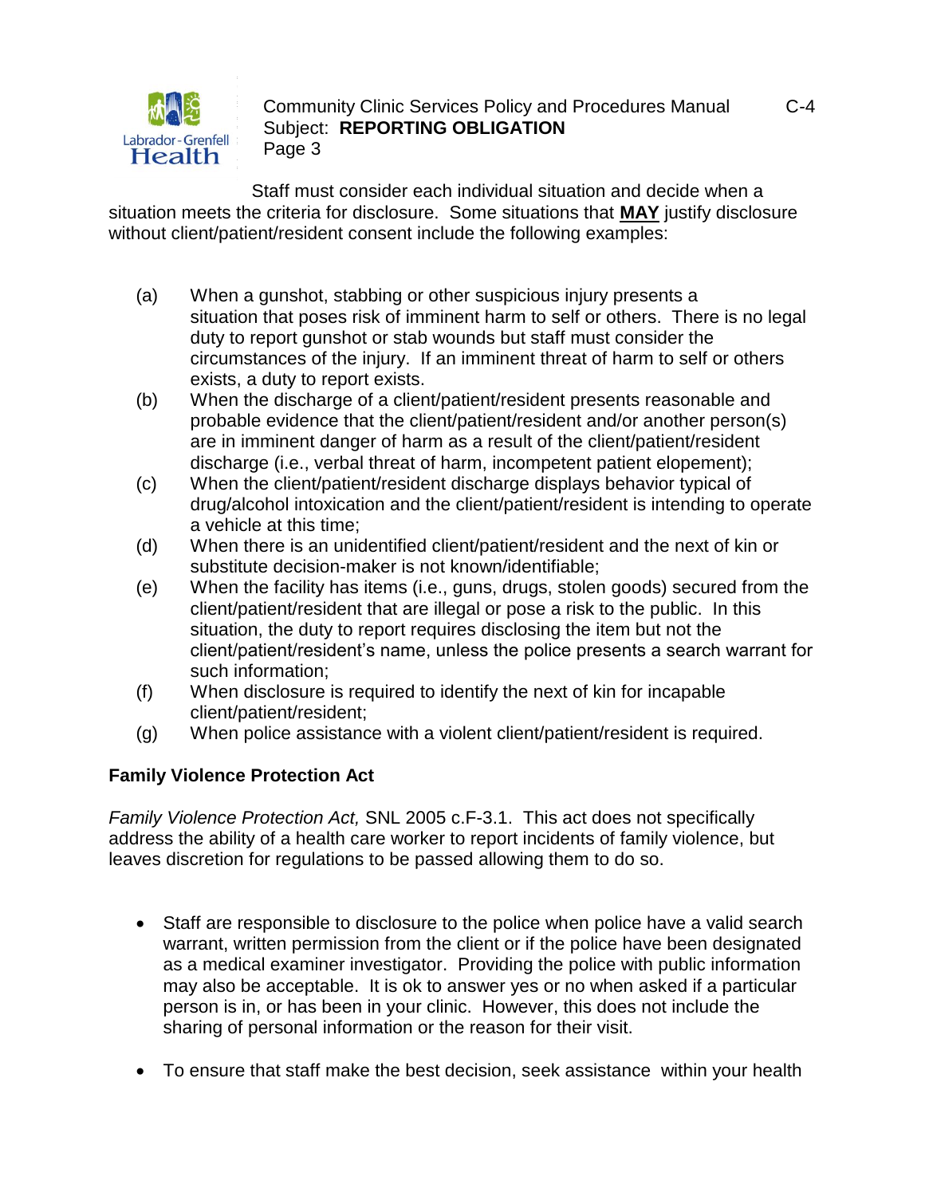Staff must consider each individual situation and decide when a situation meets the criteria for disclosure. Some situations that **MAY** justify disclosure without client/patient/resident consent include the following examples:

(a) When a gunshot, stabbing or other suspicious injury presents a situation that poses risk of imminent harm to self or others. There is no legal duty to report gunshot or stab wounds but staff must consider the circumstances of the injury. If an imminent threat of harm to self or others exists, a duty to report exists.

(b) When the discharge of a client/patient/resident presents reasonable and probable evidence that the client/patient/resident and/or another person(s) are in imminent danger of harm as a result of the client/patient/resident discharge (i.e., verbal threat of harm, incompetent patient elopement);

(c) When the client/patient/resident discharge displays behavior typical of drug/alcohol intoxication and the client/patient/resident is intending to operate a vehicle at this time;

(d) When there is an unidentified client/patient/resident and the next of kin or substitute decision-maker is not known/identifiable;

(e) When the facility has items (i.e., guns, drugs, stolen goods) secured from the client/patient/resident that are illegal or pose a risk to the public. In this situation, the duty to report requires disclosing the item but not the client/patient/resident's name, unless the police presents a search warrant for such information;

(f) When disclosure is required to identify the next of kin for incapable client/patient/resident;

(g) When police assistance with a violent client/patient/resident is required.

**Family Violence Protection Act**

*Family Violence Protection Act,* SNL 2005 c.F-3.1. This act does not specifically address the ability of a health care worker to report incidents of family violence, but leaves discretion for regulations to be passed allowing them to do so.

- Staff are responsible to disclosure to the police when police have a valid search warrant, written permission from the client or if the police have been designated as a medical examiner investigator. Providing the police with public information may also be acceptable. It is ok to answer yes or no when asked if a particular person is in, or has been in your clinic. However, this does not include the sharing of personal information or the reason for their visit.

- To ensure that staff make the best decision, seek assistance within your health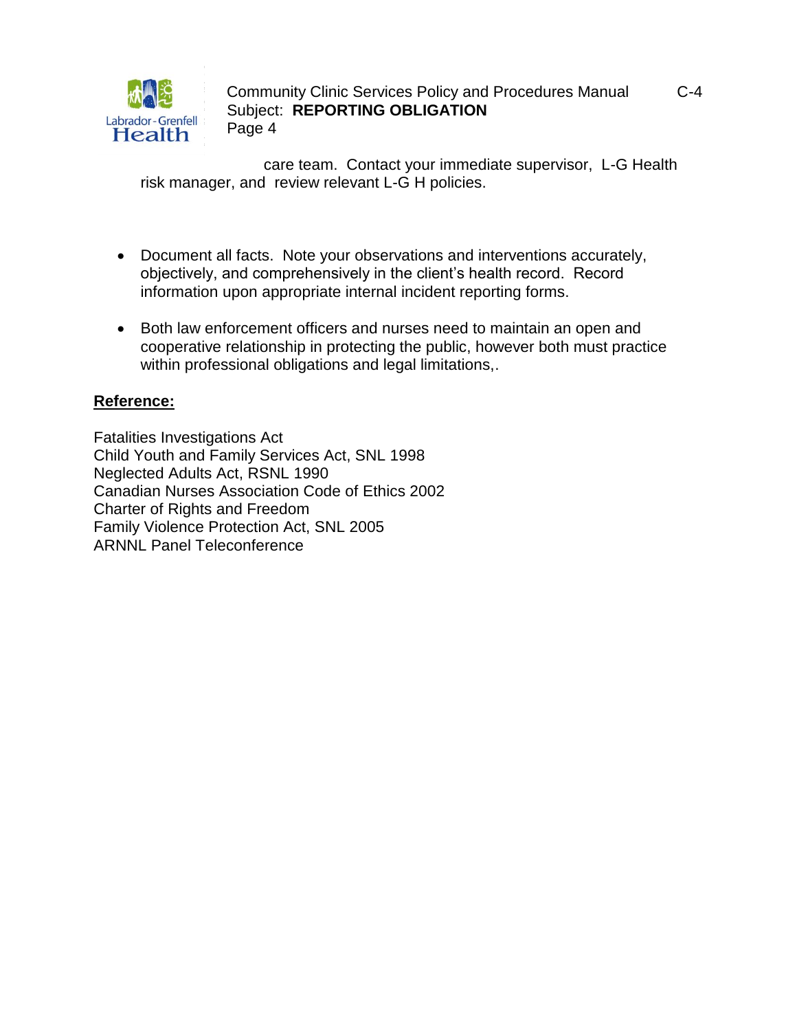care team. Contact your immediate supervisor, L-G Health risk manager, and review relevant L-G H policies.

- Document all facts. Note your observations and interventions accurately, objectively, and comprehensively in the client's health record. Record information upon appropriate internal incident reporting forms.

- Both law enforcement officers and nurses need to maintain an open and cooperative relationship in protecting the public, however both must practice within professional obligations and legal limitations,.

**Reference:**

Fatalities Investigations Act
Child Youth and Family Services Act, SNL 1998
Neglected Adults Act, RSNL 1990
Canadian Nurses Association Code of Ethics 2002
Charter of Rights and Freedom
Family Violence Protection Act, SNL 2005
ARNNL Panel Teleconference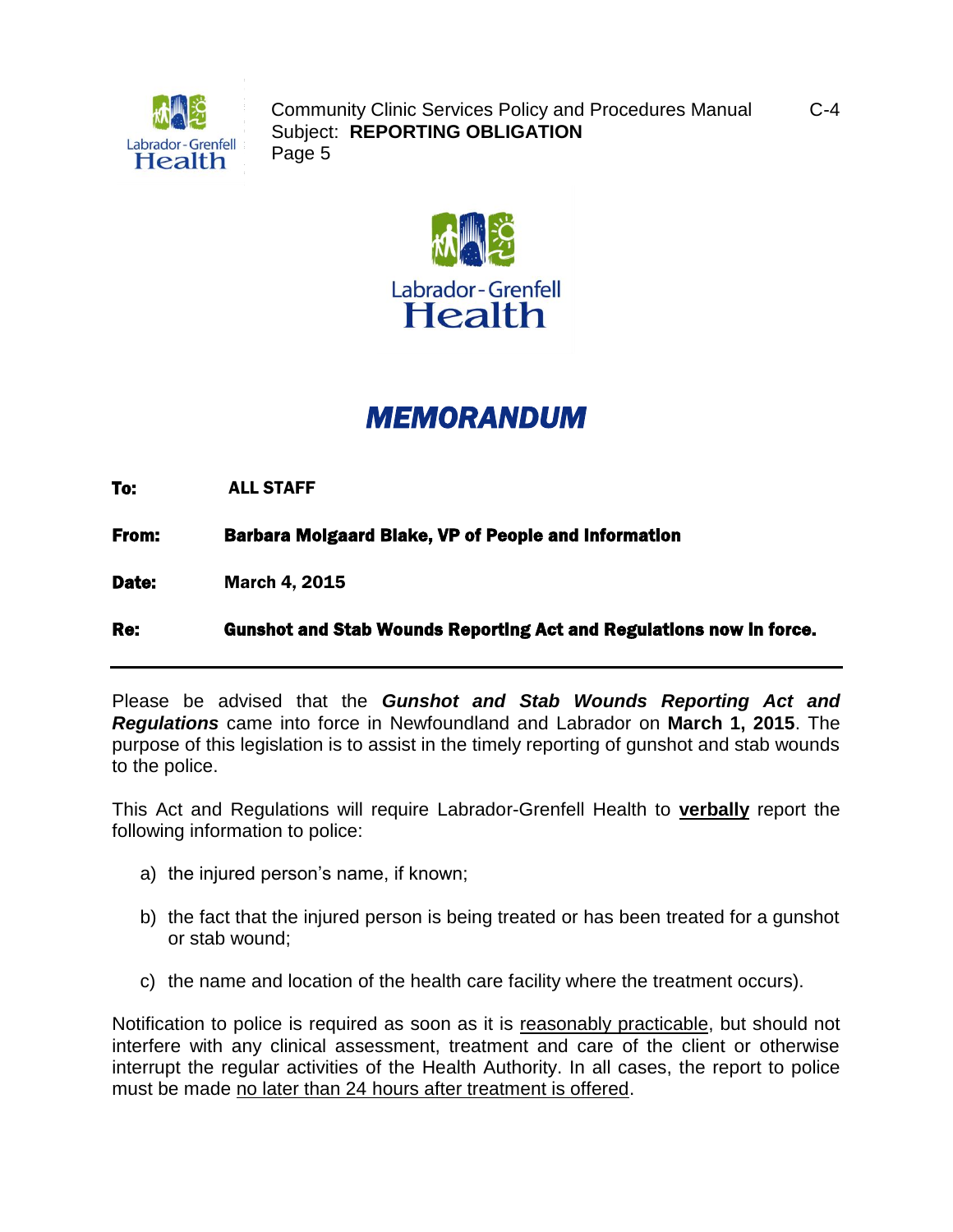# MEMORANDUM

**To:** ALL STAFF

**From:** Barbara Molgaard Blake, VP of People and Information

**Date:** March 4, 2015

**Re:** Gunshot and Stab Wounds Reporting Act and Regulations now in force.

---

Please be advised that the ***Gunshot and Stab Wounds Reporting Act and Regulations*** came into force in Newfoundland and Labrador on **March 1, 2015**. The purpose of this legislation is to assist in the timely reporting of gunshot and stab wounds to the police.

This Act and Regulations will require Labrador-Grenfell Health to **verbally** report the following information to police:

a) the injured person's name, if known;

b) the fact that the injured person is being treated or has been treated for a gunshot or stab wound;

c) the name and location of the health care facility where the treatment occurs).

Notification to police is required as soon as it is reasonably practicable, but should not interfere with any clinical assessment, treatment and care of the client or otherwise interrupt the regular activities of the Health Authority. In all cases, the report to police must be made no later than 24 hours after treatment is offered.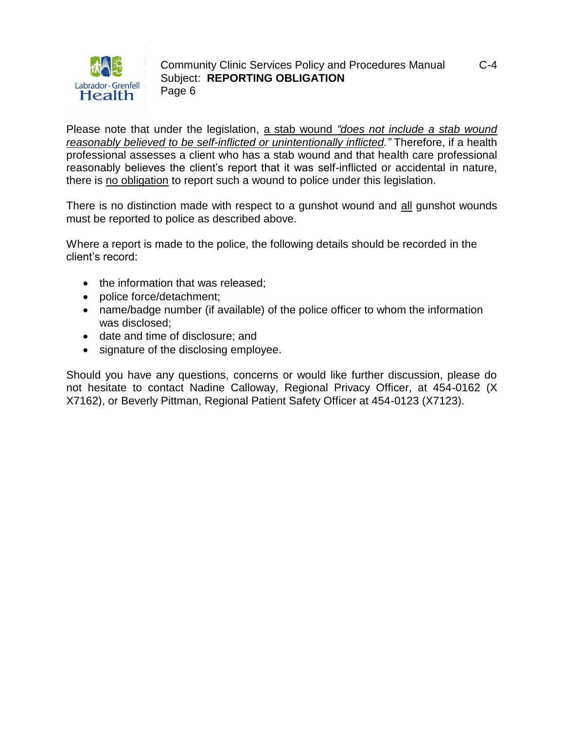Please note that under the legislation, a stab wound *"does not include a stab wound reasonably believed to be self-inflicted or unintentionally inflicted."* Therefore, if a health professional assesses a client who has a stab wound and that health care professional reasonably believes the client's report that it was self-inflicted or accidental in nature, there is no obligation to report such a wound to police under this legislation.

There is no distinction made with respect to a gunshot wound and all gunshot wounds must be reported to police as described above.

Where a report is made to the police, the following details should be recorded in the client's record:

- the information that was released;
- police force/detachment;
- name/badge number (if available) of the police officer to whom the information was disclosed;
- date and time of disclosure; and
- signature of the disclosing employee.

Should you have any questions, concerns or would like further discussion, please do not hesitate to contact Nadine Calloway, Regional Privacy Officer, at 454-0162 (X X7162), or Beverly Pittman, Regional Patient Safety Officer at 454-0123 (X7123).